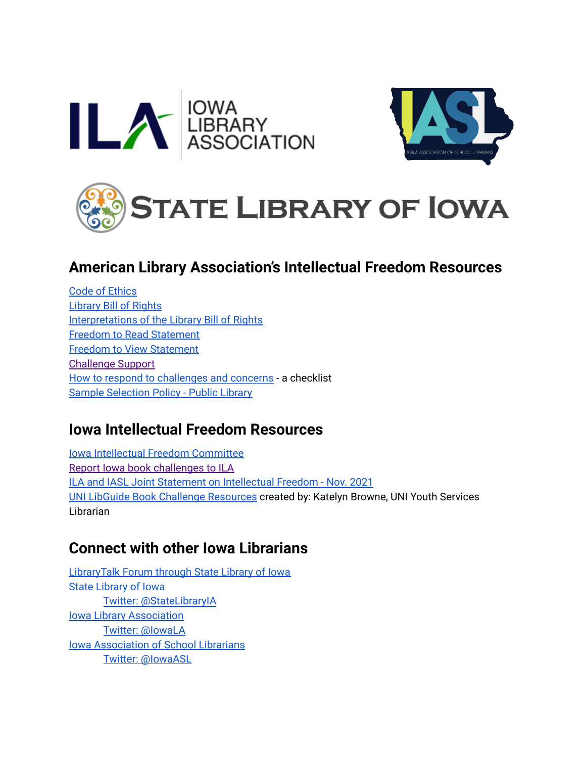## American Library Association's Intellectual Freedom Resources

Code of Ethics
Library Bill of Rights
Interpretations of the Library Bill of Rights
Freedom to Read Statement
Freedom to View Statement
Challenge Support
How to respond to challenges and concerns - a checklist
Sample Selection Policy - Public Library

## Iowa Intellectual Freedom Resources

Iowa Intellectual Freedom Committee
Report Iowa book challenges to ILA
ILA and IASL Joint Statement on Intellectual Freedom - Nov. 2021
UNI LibGuide Book Challenge Resources created by: Katelyn Browne, UNI Youth Services Librarian

## Connect with other Iowa Librarians

LibraryTalk Forum through State Library of Iowa
State Library of Iowa
- Twitter: @StateLibraryIA

Iowa Library Association
- Twitter: @IowaLA

Iowa Association of School Librarians
- Twitter: @IowaASL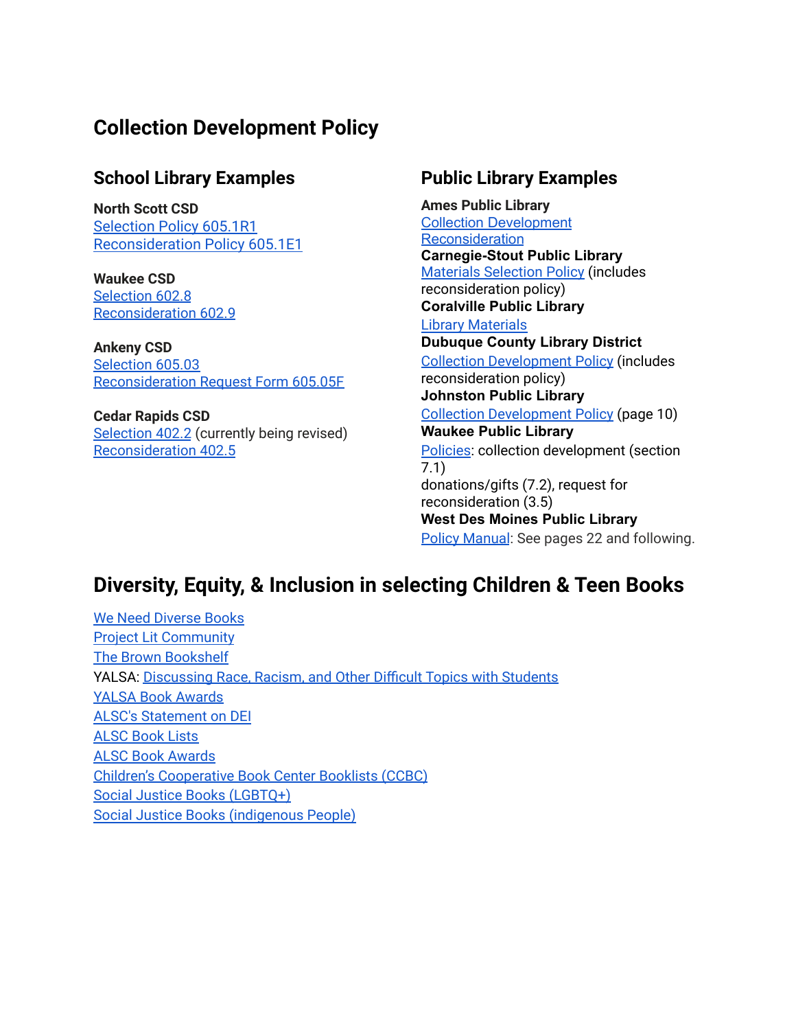## Collection Development Policy

### School Library Examples

**North Scott CSD**
Selection Policy 605.1R1
Reconsideration Policy 605.1E1

**Waukee CSD**
Selection 602.8
Reconsideration 602.9

**Ankeny CSD**
Selection 605.03
Reconsideration Request Form 605.05F

**Cedar Rapids CSD**
Selection 402.2 (currently being revised)
Reconsideration 402.5

### Public Library Examples

**Ames Public Library**
Collection Development
Reconsideration

**Carnegie-Stout Public Library**
Materials Selection Policy (includes reconsideration policy)

**Coralville Public Library**
Library Materials

**Dubuque County Library District**
Collection Development Policy (includes reconsideration policy)

**Johnston Public Library**
Collection Development Policy (page 10)

**Waukee Public Library**
Policies: collection development (section 7.1)
donations/gifts (7.2), request for reconsideration (3.5)

**West Des Moines Public Library**
Policy Manual: See pages 22 and following.

## Diversity, Equity, & Inclusion in selecting Children & Teen Books

We Need Diverse Books
Project Lit Community
The Brown Bookshelf
YALSA: Discussing Race, Racism, and Other Difficult Topics with Students
YALSA Book Awards
ALSC's Statement on DEI
ALSC Book Lists
ALSC Book Awards
Children's Cooperative Book Center Booklists (CCBC)
Social Justice Books (LGBTQ+)
Social Justice Books (indigenous People)